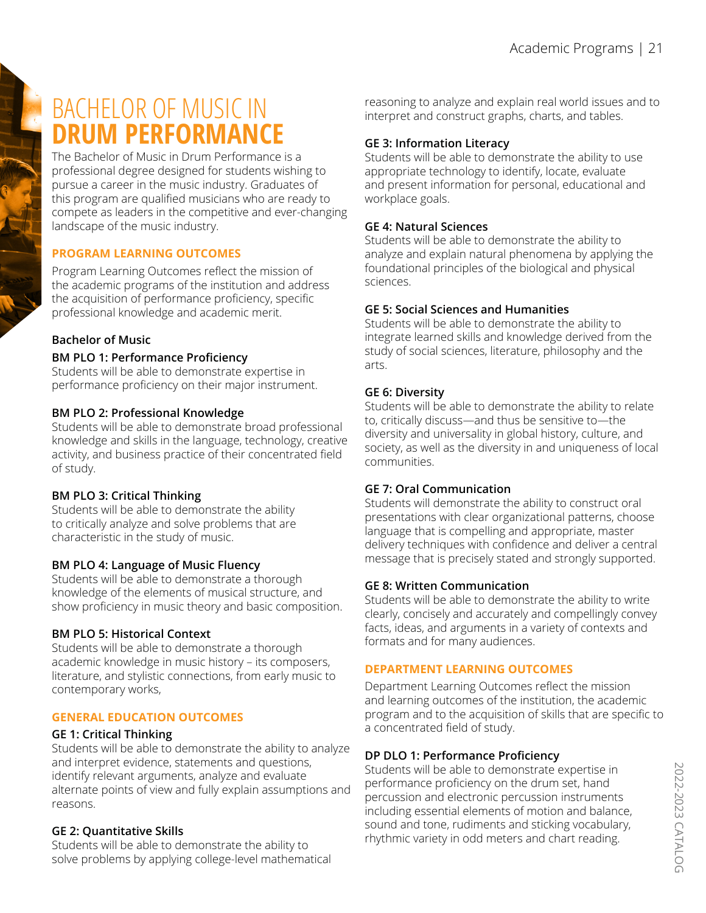# BACHELOR OF MUSIC IN **DRUM PERFORMANCE**

The Bachelor of Music in Drum Performance is a professional degree designed for students wishing to pursue a career in the music industry. Graduates of this program are qualified musicians who are ready to compete as leaders in the competitive and ever-changing landscape of the music industry.

## PROGRAM LEARNING OUTCOMES

Program Learning Outcomes reflect the mission of the academic programs of the institution and address the acquisition of performance proficiency, specific professional knowledge and academic merit.

### Bachelor of Music

**BM PLO 1: Performance Proficiency**
Students will be able to demonstrate expertise in performance proficiency on their major instrument.

**BM PLO 2: Professional Knowledge**
Students will be able to demonstrate broad professional knowledge and skills in the language, technology, creative activity, and business practice of their concentrated field of study.

**BM PLO 3: Critical Thinking**
Students will be able to demonstrate the ability to critically analyze and solve problems that are characteristic in the study of music.

**BM PLO 4: Language of Music Fluency**
Students will be able to demonstrate a thorough knowledge of the elements of musical structure, and show proficiency in music theory and basic composition.

**BM PLO 5: Historical Context**
Students will be able to demonstrate a thorough academic knowledge in music history – its composers, literature, and stylistic connections, from early music to contemporary works,

## GENERAL EDUCATION OUTCOMES

**GE 1: Critical Thinking**
Students will be able to demonstrate the ability to analyze and interpret evidence, statements and questions, identify relevant arguments, analyze and evaluate alternate points of view and fully explain assumptions and reasons.

**GE 2: Quantitative Skills**
Students will be able to demonstrate the ability to solve problems by applying college-level mathematical reasoning to analyze and explain real world issues and to interpret and construct graphs, charts, and tables.

**GE 3: Information Literacy**
Students will be able to demonstrate the ability to use appropriate technology to identify, locate, evaluate and present information for personal, educational and workplace goals.

**GE 4: Natural Sciences**
Students will be able to demonstrate the ability to analyze and explain natural phenomena by applying the foundational principles of the biological and physical sciences.

**GE 5: Social Sciences and Humanities**
Students will be able to demonstrate the ability to integrate learned skills and knowledge derived from the study of social sciences, literature, philosophy and the arts.

**GE 6: Diversity**
Students will be able to demonstrate the ability to relate to, critically discuss—and thus be sensitive to—the diversity and universality in global history, culture, and society, as well as the diversity in and uniqueness of local communities.

**GE 7: Oral Communication**
Students will demonstrate the ability to construct oral presentations with clear organizational patterns, choose language that is compelling and appropriate, master delivery techniques with confidence and deliver a central message that is precisely stated and strongly supported.

**GE 8: Written Communication**
Students will be able to demonstrate the ability to write clearly, concisely and accurately and compellingly convey facts, ideas, and arguments in a variety of contexts and formats and for many audiences.

## DEPARTMENT LEARNING OUTCOMES

Department Learning Outcomes reflect the mission and learning outcomes of the institution, the academic program and to the acquisition of skills that are specific to a concentrated field of study.

**DP DLO 1: Performance Proficiency**
Students will be able to demonstrate expertise in performance proficiency on the drum set, hand percussion and electronic percussion instruments including essential elements of motion and balance, sound and tone, rudiments and sticking vocabulary, rhythmic variety in odd meters and chart reading.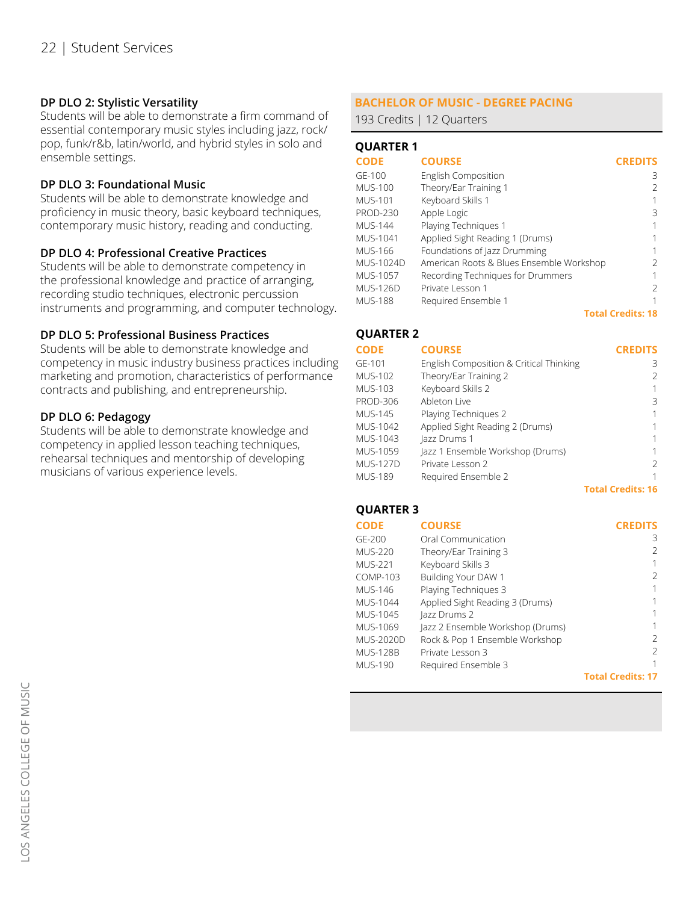### DP DLO 2: Stylistic Versatility

Students will be able to demonstrate a firm command of essential contemporary music styles including jazz, rock/pop, funk/r&b, latin/world, and hybrid styles in solo and ensemble settings.

### DP DLO 3: Foundational Music

Students will be able to demonstrate knowledge and proficiency in music theory, basic keyboard techniques, contemporary music history, reading and conducting.

### DP DLO 4: Professional Creative Practices

Students will be able to demonstrate competency in the professional knowledge and practice of arranging, recording studio techniques, electronic percussion instruments and programming, and computer technology.

### DP DLO 5: Professional Business Practices

Students will be able to demonstrate knowledge and competency in music industry business practices including marketing and promotion, characteristics of performance contracts and publishing, and entrepreneurship.

### DP DLO 6: Pedagogy

Students will be able to demonstrate knowledge and competency in applied lesson teaching techniques, rehearsal techniques and mentorship of developing musicians of various experience levels.

## BACHELOR OF MUSIC - DEGREE PACING

193 Credits | 12 Quarters

### QUARTER 1

| CODE | COURSE | CREDITS |
|---|---|---|
| GE-100 | English Composition | 3 |
| MUS-100 | Theory/Ear Training 1 | 2 |
| MUS-101 | Keyboard Skills 1 | 1 |
| PROD-230 | Apple Logic | 3 |
| MUS-144 | Playing Techniques 1 | 1 |
| MUS-1041 | Applied Sight Reading 1 (Drums) | 1 |
| MUS-166 | Foundations of Jazz Drumming | 1 |
| MUS-1024D | American Roots & Blues Ensemble Workshop | 2 |
| MUS-1057 | Recording Techniques for Drummers | 1 |
| MUS-126D | Private Lesson 1 | 2 |
| MUS-188 | Required Ensemble 1 | 1 |
| | | **Total Credits: 18** |

### QUARTER 2

| CODE | COURSE | CREDITS |
|---|---|---|
| GE-101 | English Composition & Critical Thinking | 3 |
| MUS-102 | Theory/Ear Training 2 | 2 |
| MUS-103 | Keyboard Skills 2 | 1 |
| PROD-306 | Ableton Live | 3 |
| MUS-145 | Playing Techniques 2 | 1 |
| MUS-1042 | Applied Sight Reading 2 (Drums) | 1 |
| MUS-1043 | Jazz Drums 1 | 1 |
| MUS-1059 | Jazz 1 Ensemble Workshop (Drums) | 1 |
| MUS-127D | Private Lesson 2 | 2 |
| MUS-189 | Required Ensemble 2 | 1 |
| | | **Total Credits: 16** |

### QUARTER 3

| CODE | COURSE | CREDITS |
|---|---|---|
| GE-200 | Oral Communication | 3 |
| MUS-220 | Theory/Ear Training 3 | 2 |
| MUS-221 | Keyboard Skills 3 | 1 |
| COMP-103 | Building Your DAW 1 | 2 |
| MUS-146 | Playing Techniques 3 | 1 |
| MUS-1044 | Applied Sight Reading 3 (Drums) | 1 |
| MUS-1045 | Jazz Drums 2 | 1 |
| MUS-1069 | Jazz 2 Ensemble Workshop (Drums) | 1 |
| MUS-2020D | Rock & Pop 1 Ensemble Workshop | 2 |
| MUS-128B | Private Lesson 3 | 2 |
| MUS-190 | Required Ensemble 3 | 1 |
| | | **Total Credits: 17** |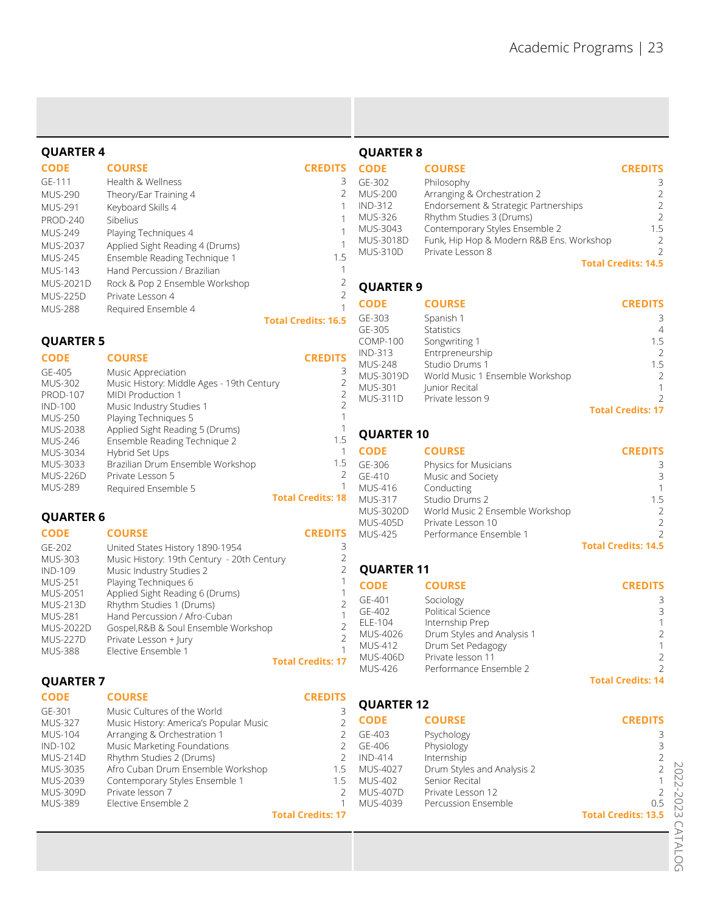## QUARTER 4

| CODE | COURSE | CREDITS |
|---|---|---|
| GE-111 | Health & Wellness | 3 |
| MUS-290 | Theory/Ear Training 4 | 2 |
| MUS-291 | Keyboard Skills 4 | 1 |
| PROD-240 | Sibelius | 1 |
| MUS-249 | Playing Techniques 4 | 1 |
| MUS-2037 | Applied Sight Reading 4 (Drums) | 1 |
| MUS-245 | Ensemble Reading Technique 1 | 1.5 |
| MUS-143 | Hand Percussion / Brazilian | 1 |
| MUS-2021D | Rock & Pop 2 Ensemble Workshop | 2 |
| MUS-225D | Private Lesson 4 | 2 |
| MUS-288 | Required Ensemble 4 | 1 |
| | | **Total Credits: 16.5** |

## QUARTER 5

| CODE | COURSE | CREDITS |
|---|---|---|
| GE-405 | Music Appreciation | 3 |
| MUS-302 | Music History: Middle Ages - 19th Century | 2 |
| PROD-107 | MIDI Production 1 | 2 |
| IND-100 | Music Industry Studies 1 | 2 |
| MUS-250 | Playing Techniques 5 | 1 |
| MUS-2038 | Applied Sight Reading 5 (Drums) | 1 |
| MUS-246 | Ensemble Reading Technique 2 | 1.5 |
| MUS-3034 | Hybrid Set Ups | 1 |
| MUS-3033 | Brazilian Drum Ensemble Workshop | 1.5 |
| MUS-226D | Private Lesson 5 | 2 |
| MUS-289 | Required Ensemble 5 | 1 |
| | | **Total Credits: 18** |

## QUARTER 6

| CODE | COURSE | CREDITS |
|---|---|---|
| GE-202 | United States History 1890-1954 | 3 |
| MUS-303 | Music History: 19th Century - 20th Century | 2 |
| IND-109 | Music Industry Studies 2 | 2 |
| MUS-251 | Playing Techniques 6 | 1 |
| MUS-2051 | Applied Sight Reading 6 (Drums) | 1 |
| MUS-213D | Rhythm Studies 1 (Drums) | 2 |
| MUS-281 | Hand Percussion / Afro-Cuban | 1 |
| MUS-2022D | Gospel,R&B & Soul Ensemble Workshop | 2 |
| MUS-227D | Private Lesson + Jury | 2 |
| MUS-388 | Elective Ensemble 1 | 1 |
| | | **Total Credits: 17** |

## QUARTER 7

| CODE | COURSE | CREDITS |
|---|---|---|
| GE-301 | Music Cultures of the World | 3 |
| MUS-327 | Music History: America's Popular Music | 2 |
| MUS-104 | Arranging & Orchestration 1 | 2 |
| IND-102 | Music Marketing Foundations | 2 |
| MUS-214D | Rhythm Studies 2 (Drums) | 2 |
| MUS-3035 | Afro Cuban Drum Ensemble Workshop | 1.5 |
| MUS-2039 | Contemporary Styles Ensemble 1 | 1.5 |
| MUS-309D | Private lesson 7 | 2 |
| MUS-389 | Elective Ensemble 2 | 1 |
| | | **Total Credits: 17** |

## QUARTER 8

| CODE | COURSE | CREDITS |
|---|---|---|
| GE-302 | Philosophy | 3 |
| MUS-200 | Arranging & Orchestration 2 | 2 |
| IND-312 | Endorsement & Strategic Partnerships | 2 |
| MUS-326 | Rhythm Studies 3 (Drums) | 2 |
| MUS-3043 | Contemporary Styles Ensemble 2 | 1.5 |
| MUS-3018D | Funk, Hip Hop & Modern R&B Ens. Workshop | 2 |
| MUS-310D | Private Lesson 8 | 2 |
| | | **Total Credits: 14.5** |

## QUARTER 9

| CODE | COURSE | CREDITS |
|---|---|---|
| GE-303 | Spanish 1 | 3 |
| GE-305 | Statistics | 4 |
| COMP-100 | Songwriting 1 | 1.5 |
| IND-313 | Entrpreneurship | 2 |
| MUS-248 | Studio Drums 1 | 1.5 |
| MUS-3019D | World Music 1 Ensemble Workshop | 2 |
| MUS-301 | Junior Recital | 1 |
| MUS-311D | Private lesson 9 | 2 |
| | | **Total Credits: 17** |

## QUARTER 10

| CODE | COURSE | CREDITS |
|---|---|---|
| GE-306 | Physics for Musicians | 3 |
| GE-410 | Music and Society | 3 |
| MUS-416 | Conducting | 1 |
| MUS-317 | Studio Drums 2 | 1.5 |
| MUS-3020D | World Music 2 Ensemble Workshop | 2 |
| MUS-405D | Private Lesson 10 | 2 |
| MUS-425 | Performance Ensemble 1 | 2 |
| | | **Total Credits: 14.5** |

## QUARTER 11

| CODE | COURSE | CREDITS |
|---|---|---|
| GE-401 | Sociology | 3 |
| GE-402 | Political Science | 3 |
| ELE-104 | Internship Prep | 1 |
| MUS-4026 | Drum Styles and Analysis 1 | 2 |
| MUS-412 | Drum Set Pedagogy | 1 |
| MUS-406D | Private lesson 11 | 2 |
| MUS-426 | Performance Ensemble 2 | 2 |
| | | **Total Credits: 14** |

## QUARTER 12

| CODE | COURSE | CREDITS |
|---|---|---|
| GE-403 | Psychology | 3 |
| GE-406 | Physiology | 3 |
| IND-414 | Internship | 2 |
| MUS-4027 | Drum Styles and Analysis 2 | 2 |
| MUS-402 | Senior Recital | 1 |
| MUS-407D | Private Lesson 12 | 2 |
| MUS-4039 | Percussion Ensemble | 0.5 |
| | | **Total Credits: 13.5** |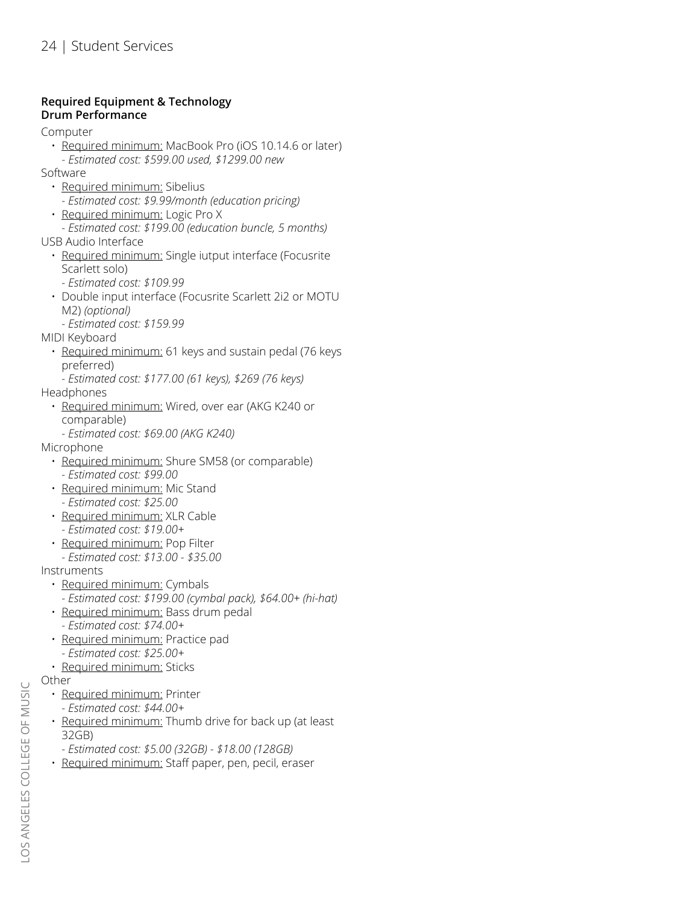**Required Equipment & Technology**
**Drum Performance**

Computer

- Required minimum: MacBook Pro (iOS 10.14.6 or later)
  *- Estimated cost: $599.00 used, $1299.00 new*

Software

- Required minimum: Sibelius
  *- Estimated cost: $9.99/month (education pricing)*
- Required minimum: Logic Pro X
  *- Estimated cost: $199.00 (education buncle, 5 months)*

USB Audio Interface

- Required minimum: Single iutput interface (Focusrite Scarlett solo)
  *- Estimated cost: $109.99*
- Double input interface (Focusrite Scarlett 2i2 or MOTU M2) *(optional)*
  *- Estimated cost: $159.99*

MIDI Keyboard

- Required minimum: 61 keys and sustain pedal (76 keys preferred)
  *- Estimated cost: $177.00 (61 keys), $269 (76 keys)*

Headphones

- Required minimum: Wired, over ear (AKG K240 or comparable)
  *- Estimated cost: $69.00 (AKG K240)*

Microphone

- Required minimum: Shure SM58 (or comparable)
  *- Estimated cost: $99.00*
- Required minimum: Mic Stand
  *- Estimated cost: $25.00*
- Required minimum: XLR Cable
  *- Estimated cost: $19.00+*
- Required minimum: Pop Filter
  *- Estimated cost: $13.00 - $35.00*

Instruments

- Required minimum: Cymbals
  *- Estimated cost: $199.00 (cymbal pack), $64.00+ (hi-hat)*
- Required minimum: Bass drum pedal
  *- Estimated cost: $74.00+*
- Required minimum: Practice pad
  *- Estimated cost: $25.00+*
- Required minimum: Sticks

Other

- Required minimum: Printer
  *- Estimated cost: $44.00+*
- Required minimum: Thumb drive for back up (at least 32GB)
  *- Estimated cost: $5.00 (32GB) - $18.00 (128GB)*
- Required minimum: Staff paper, pen, pecil, eraser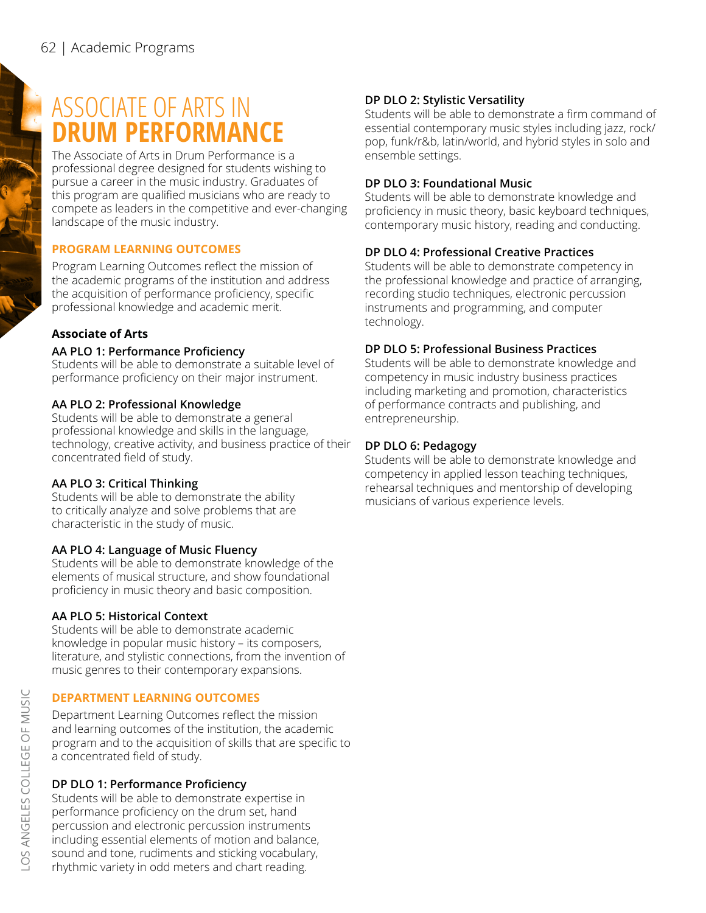# ASSOCIATE OF ARTS IN DRUM PERFORMANCE

The Associate of Arts in Drum Performance is a professional degree designed for students wishing to pursue a career in the music industry. Graduates of this program are qualified musicians who are ready to compete as leaders in the competitive and ever-changing landscape of the music industry.

## PROGRAM LEARNING OUTCOMES

Program Learning Outcomes reflect the mission of the academic programs of the institution and address the acquisition of performance proficiency, specific professional knowledge and academic merit.

### Associate of Arts

**AA PLO 1: Performance Proficiency**
Students will be able to demonstrate a suitable level of performance proficiency on their major instrument.

**AA PLO 2: Professional Knowledge**
Students will be able to demonstrate a general professional knowledge and skills in the language, technology, creative activity, and business practice of their concentrated field of study.

**AA PLO 3: Critical Thinking**
Students will be able to demonstrate the ability to critically analyze and solve problems that are characteristic in the study of music.

**AA PLO 4: Language of Music Fluency**
Students will be able to demonstrate knowledge of the elements of musical structure, and show foundational proficiency in music theory and basic composition.

**AA PLO 5: Historical Context**
Students will be able to demonstrate academic knowledge in popular music history – its composers, literature, and stylistic connections, from the invention of music genres to their contemporary expansions.

## DEPARTMENT LEARNING OUTCOMES

Department Learning Outcomes reflect the mission and learning outcomes of the institution, the academic program and to the acquisition of skills that are specific to a concentrated field of study.

**DP DLO 1: Performance Proficiency**
Students will be able to demonstrate expertise in performance proficiency on the drum set, hand percussion and electronic percussion instruments including essential elements of motion and balance, sound and tone, rudiments and sticking vocabulary, rhythmic variety in odd meters and chart reading.

**DP DLO 2: Stylistic Versatility**
Students will be able to demonstrate a firm command of essential contemporary music styles including jazz, rock/pop, funk/r&b, latin/world, and hybrid styles in solo and ensemble settings.

**DP DLO 3: Foundational Music**
Students will be able to demonstrate knowledge and proficiency in music theory, basic keyboard techniques, contemporary music history, reading and conducting.

**DP DLO 4: Professional Creative Practices**
Students will be able to demonstrate competency in the professional knowledge and practice of arranging, recording studio techniques, electronic percussion instruments and programming, and computer technology.

**DP DLO 5: Professional Business Practices**
Students will be able to demonstrate knowledge and competency in music industry business practices including marketing and promotion, characteristics of performance contracts and publishing, and entrepreneurship.

**DP DLO 6: Pedagogy**
Students will be able to demonstrate knowledge and competency in applied lesson teaching techniques, rehearsal techniques and mentorship of developing musicians of various experience levels.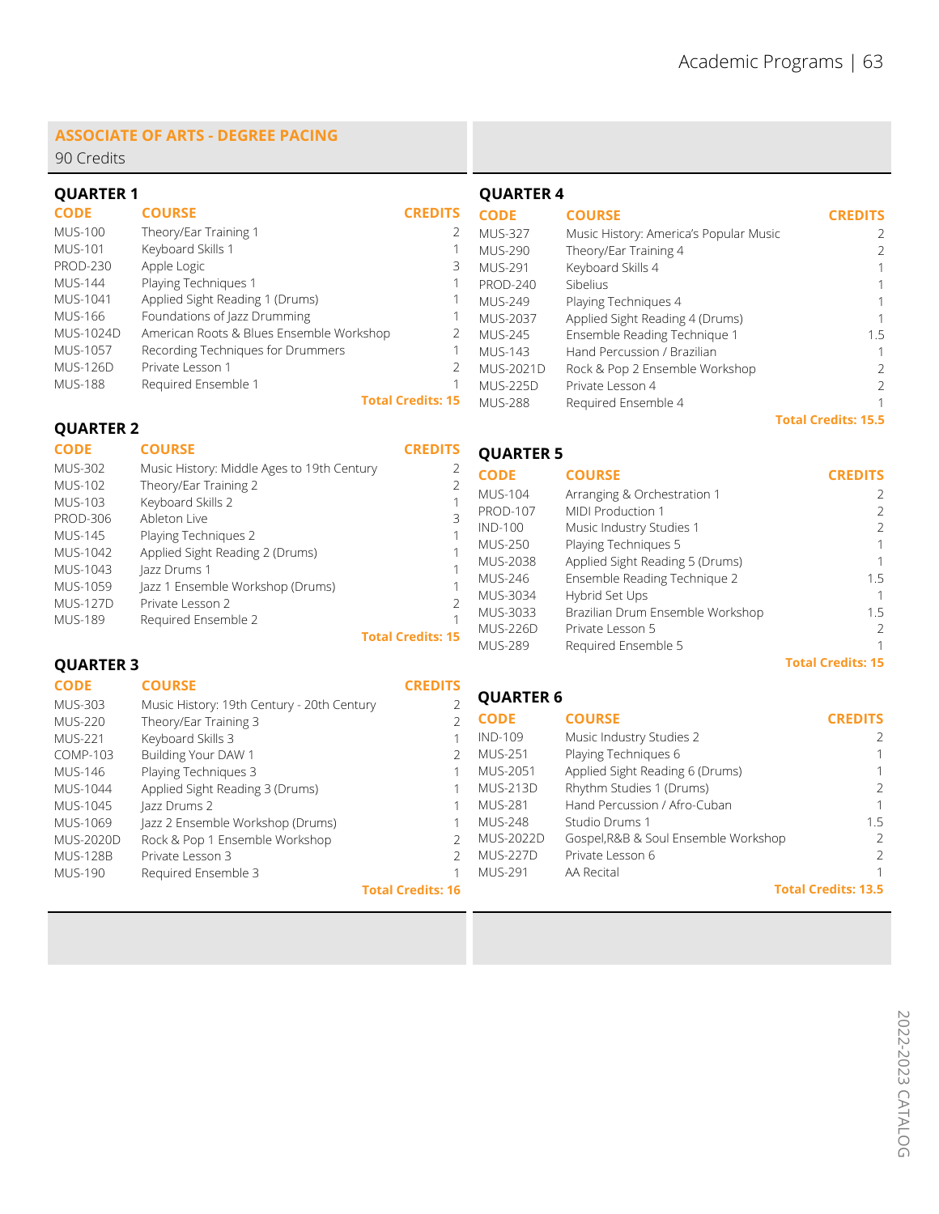## ASSOCIATE OF ARTS - DEGREE PACING

90 Credits

### QUARTER 1

| CODE | COURSE | CREDITS |
|---|---|---|
| MUS-100 | Theory/Ear Training 1 | 2 |
| MUS-101 | Keyboard Skills 1 | 1 |
| PROD-230 | Apple Logic | 3 |
| MUS-144 | Playing Techniques 1 | 1 |
| MUS-1041 | Applied Sight Reading 1 (Drums) | 1 |
| MUS-166 | Foundations of Jazz Drumming | 1 |
| MUS-1024D | American Roots & Blues Ensemble Workshop | 2 |
| MUS-1057 | Recording Techniques for Drummers | 1 |
| MUS-126D | Private Lesson 1 | 2 |
| MUS-188 | Required Ensemble 1 | 1 |
| | | **Total Credits: 15** |

### QUARTER 2

| CODE | COURSE | CREDITS |
|---|---|---|
| MUS-302 | Music History: Middle Ages to 19th Century | 2 |
| MUS-102 | Theory/Ear Training 2 | 2 |
| MUS-103 | Keyboard Skills 2 | 1 |
| PROD-306 | Ableton Live | 3 |
| MUS-145 | Playing Techniques 2 | 1 |
| MUS-1042 | Applied Sight Reading 2 (Drums) | 1 |
| MUS-1043 | Jazz Drums 1 | 1 |
| MUS-1059 | Jazz 1 Ensemble Workshop (Drums) | 1 |
| MUS-127D | Private Lesson 2 | 2 |
| MUS-189 | Required Ensemble 2 | 1 |
| | | **Total Credits: 15** |

### QUARTER 3

| CODE | COURSE | CREDITS |
|---|---|---|
| MUS-303 | Music History: 19th Century - 20th Century | 2 |
| MUS-220 | Theory/Ear Training 3 | 2 |
| MUS-221 | Keyboard Skills 3 | 1 |
| COMP-103 | Building Your DAW 1 | 2 |
| MUS-146 | Playing Techniques 3 | 1 |
| MUS-1044 | Applied Sight Reading 3 (Drums) | 1 |
| MUS-1045 | Jazz Drums 2 | 1 |
| MUS-1069 | Jazz 2 Ensemble Workshop (Drums) | 1 |
| MUS-2020D | Rock & Pop 1 Ensemble Workshop | 2 |
| MUS-128B | Private Lesson 3 | 2 |
| MUS-190 | Required Ensemble 3 | 1 |
| | | **Total Credits: 16** |

### QUARTER 4

| CODE | COURSE | CREDITS |
|---|---|---|
| MUS-327 | Music History: America's Popular Music | 2 |
| MUS-290 | Theory/Ear Training 4 | 2 |
| MUS-291 | Keyboard Skills 4 | 1 |
| PROD-240 | Sibelius | 1 |
| MUS-249 | Playing Techniques 4 | 1 |
| MUS-2037 | Applied Sight Reading 4 (Drums) | 1 |
| MUS-245 | Ensemble Reading Technique 1 | 1.5 |
| MUS-143 | Hand Percussion / Brazilian | 1 |
| MUS-2021D | Rock & Pop 2 Ensemble Workshop | 2 |
| MUS-225D | Private Lesson 4 | 2 |
| MUS-288 | Required Ensemble 4 | 1 |
| | | **Total Credits: 15.5** |

### QUARTER 5

| CODE | COURSE | CREDITS |
|---|---|---|
| MUS-104 | Arranging & Orchestration 1 | 2 |
| PROD-107 | MIDI Production 1 | 2 |
| IND-100 | Music Industry Studies 1 | 2 |
| MUS-250 | Playing Techniques 5 | 1 |
| MUS-2038 | Applied Sight Reading 5 (Drums) | 1 |
| MUS-246 | Ensemble Reading Technique 2 | 1.5 |
| MUS-3034 | Hybrid Set Ups | 1 |
| MUS-3033 | Brazilian Drum Ensemble Workshop | 1.5 |
| MUS-226D | Private Lesson 5 | 2 |
| MUS-289 | Required Ensemble 5 | 1 |
| | | **Total Credits: 15** |

### QUARTER 6

| CODE | COURSE | CREDITS |
|---|---|---|
| IND-109 | Music Industry Studies 2 | 2 |
| MUS-251 | Playing Techniques 6 | 1 |
| MUS-2051 | Applied Sight Reading 6 (Drums) | 1 |
| MUS-213D | Rhythm Studies 1 (Drums) | 2 |
| MUS-281 | Hand Percussion / Afro-Cuban | 1 |
| MUS-248 | Studio Drums 1 | 1.5 |
| MUS-2022D | Gospel,R&B & Soul Ensemble Workshop | 2 |
| MUS-227D | Private Lesson 6 | 2 |
| MUS-291 | AA Recital | 1 |
| | | **Total Credits: 13.5** |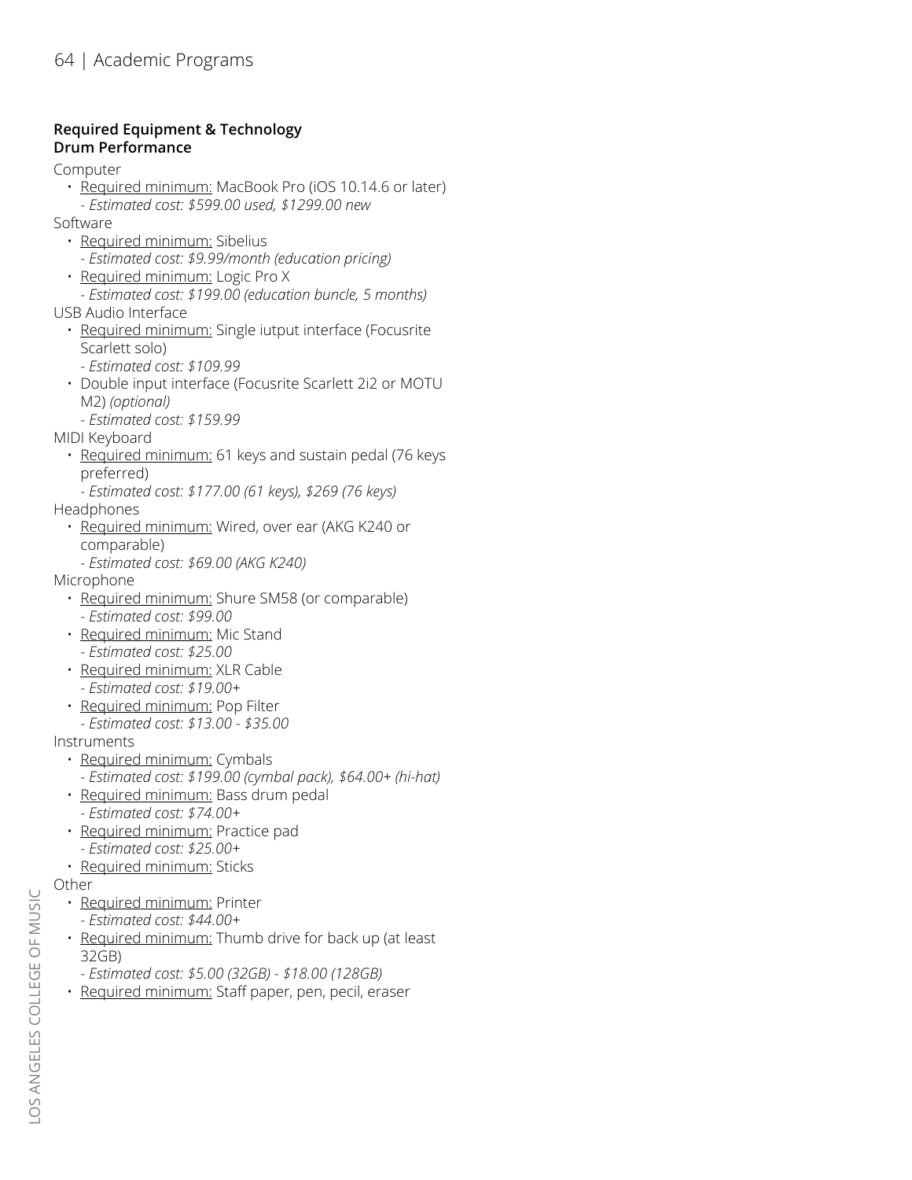**Required Equipment & Technology**
**Drum Performance**

Computer

- Required minimum: MacBook Pro (iOS 10.14.6 or later)
  - *Estimated cost: $599.00 used, $1299.00 new*

Software

- Required minimum: Sibelius
  - *Estimated cost: $9.99/month (education pricing)*
- Required minimum: Logic Pro X
  - *Estimated cost: $199.00 (education buncle, 5 months)*

USB Audio Interface

- Required minimum: Single iutput interface (Focusrite Scarlett solo)
  - *Estimated cost: $109.99*
- Double input interface (Focusrite Scarlett 2i2 or MOTU M2) *(optional)*
  - *Estimated cost: $159.99*

MIDI Keyboard

- Required minimum: 61 keys and sustain pedal (76 keys preferred)
  - *Estimated cost: $177.00 (61 keys), $269 (76 keys)*

Headphones

- Required minimum: Wired, over ear (AKG K240 or comparable)
  - *Estimated cost: $69.00 (AKG K240)*

Microphone

- Required minimum: Shure SM58 (or comparable)
  - *Estimated cost: $99.00*
- Required minimum: Mic Stand
  - *Estimated cost: $25.00*
- Required minimum: XLR Cable
  - *Estimated cost: $19.00+*
- Required minimum: Pop Filter
  - *Estimated cost: $13.00 - $35.00*

Instruments

- Required minimum: Cymbals
  - *Estimated cost: $199.00 (cymbal pack), $64.00+ (hi-hat)*
- Required minimum: Bass drum pedal
  - *Estimated cost: $74.00+*
- Required minimum: Practice pad
  - *Estimated cost: $25.00+*
- Required minimum: Sticks

Other

- Required minimum: Printer
  - *Estimated cost: $44.00+*
- Required minimum: Thumb drive for back up (at least 32GB)
  - *Estimated cost: $5.00 (32GB) - $18.00 (128GB)*
- Required minimum: Staff paper, pen, pecil, eraser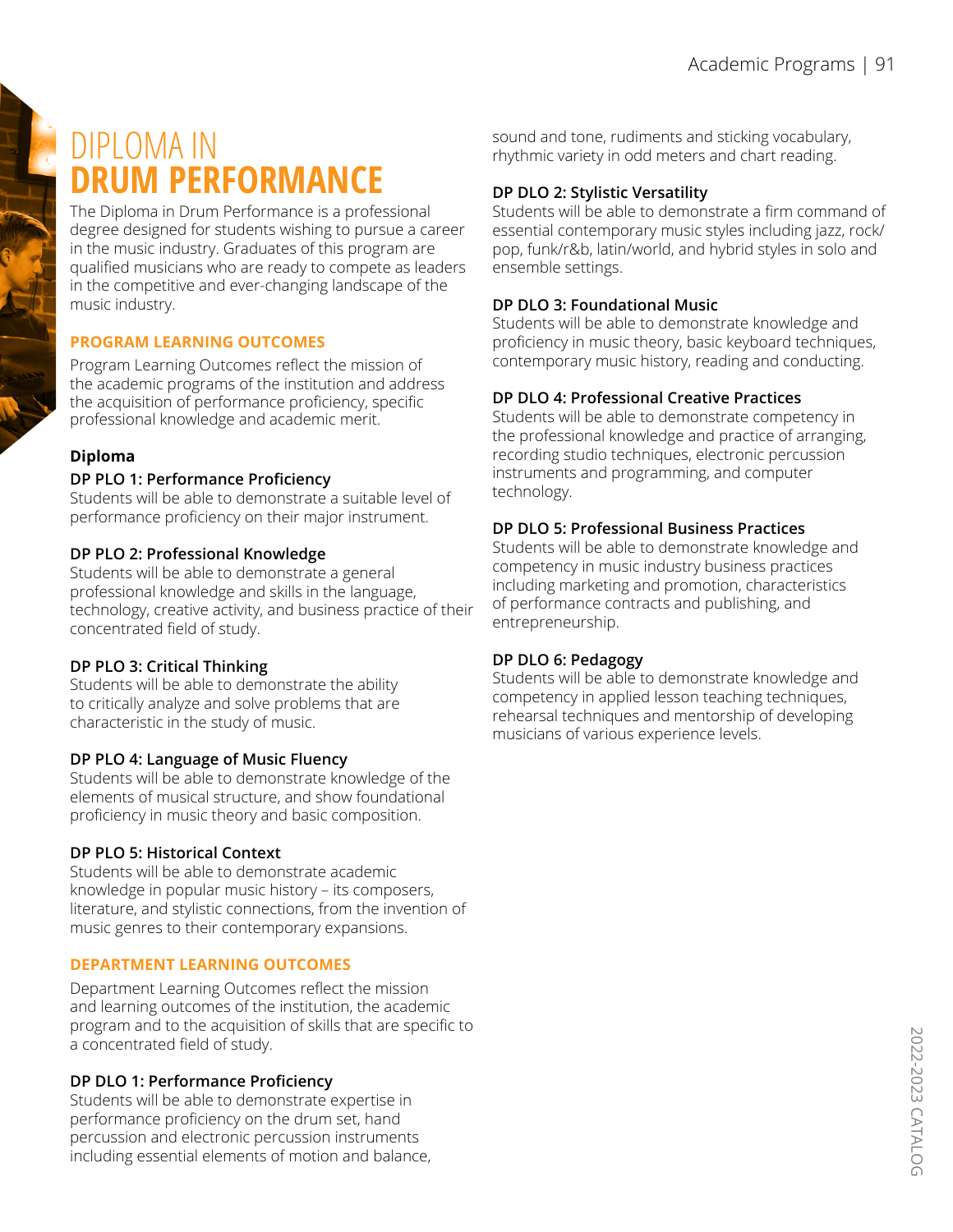# DIPLOMA IN **DRUM PERFORMANCE**

The Diploma in Drum Performance is a professional degree designed for students wishing to pursue a career in the music industry. Graduates of this program are qualified musicians who are ready to compete as leaders in the competitive and ever-changing landscape of the music industry.

## PROGRAM LEARNING OUTCOMES

Program Learning Outcomes reflect the mission of the academic programs of the institution and address the acquisition of performance proficiency, specific professional knowledge and academic merit.

### Diploma

**DP PLO 1: Performance Proficiency**
Students will be able to demonstrate a suitable level of performance proficiency on their major instrument.

**DP PLO 2: Professional Knowledge**
Students will be able to demonstrate a general professional knowledge and skills in the language, technology, creative activity, and business practice of their concentrated field of study.

**DP PLO 3: Critical Thinking**
Students will be able to demonstrate the ability to critically analyze and solve problems that are characteristic in the study of music.

**DP PLO 4: Language of Music Fluency**
Students will be able to demonstrate knowledge of the elements of musical structure, and show foundational proficiency in music theory and basic composition.

**DP PLO 5: Historical Context**
Students will be able to demonstrate academic knowledge in popular music history – its composers, literature, and stylistic connections, from the invention of music genres to their contemporary expansions.

## DEPARTMENT LEARNING OUTCOMES

Department Learning Outcomes reflect the mission and learning outcomes of the institution, the academic program and to the acquisition of skills that are specific to a concentrated field of study.

**DP DLO 1: Performance Proficiency**
Students will be able to demonstrate expertise in performance proficiency on the drum set, hand percussion and electronic percussion instruments including essential elements of motion and balance, sound and tone, rudiments and sticking vocabulary, rhythmic variety in odd meters and chart reading.

**DP DLO 2: Stylistic Versatility**
Students will be able to demonstrate a firm command of essential contemporary music styles including jazz, rock/pop, funk/r&b, latin/world, and hybrid styles in solo and ensemble settings.

**DP DLO 3: Foundational Music**
Students will be able to demonstrate knowledge and proficiency in music theory, basic keyboard techniques, contemporary music history, reading and conducting.

**DP DLO 4: Professional Creative Practices**
Students will be able to demonstrate competency in the professional knowledge and practice of arranging, recording studio techniques, electronic percussion instruments and programming, and computer technology.

**DP DLO 5: Professional Business Practices**
Students will be able to demonstrate knowledge and competency in music industry business practices including marketing and promotion, characteristics of performance contracts and publishing, and entrepreneurship.

**DP DLO 6: Pedagogy**
Students will be able to demonstrate knowledge and competency in applied lesson teaching techniques, rehearsal techniques and mentorship of developing musicians of various experience levels.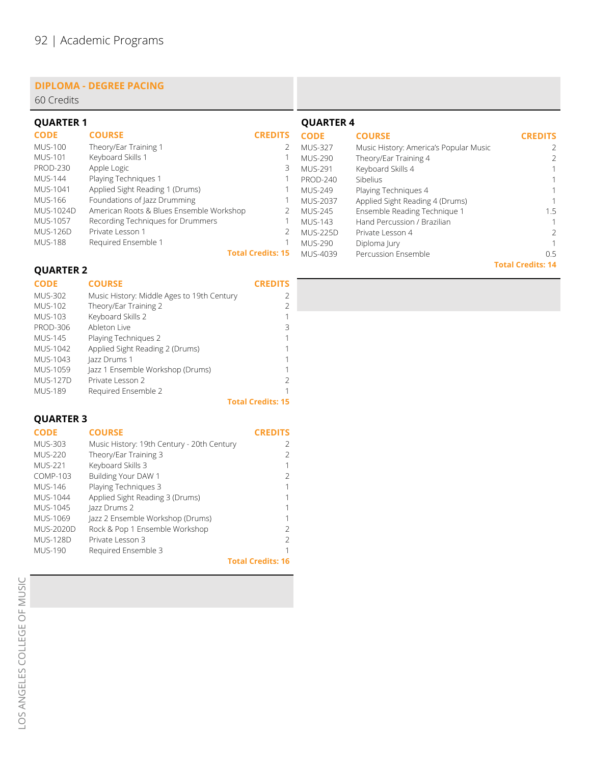## DIPLOMA - DEGREE PACING

60 Credits

### QUARTER 1

| CODE | COURSE | CREDITS |
|---|---|---|
| MUS-100 | Theory/Ear Training 1 | 2 |
| MUS-101 | Keyboard Skills 1 | 1 |
| PROD-230 | Apple Logic | 3 |
| MUS-144 | Playing Techniques 1 | 1 |
| MUS-1041 | Applied Sight Reading 1 (Drums) | 1 |
| MUS-166 | Foundations of Jazz Drumming | 1 |
| MUS-1024D | American Roots & Blues Ensemble Workshop | 2 |
| MUS-1057 | Recording Techniques for Drummers | 1 |
| MUS-126D | Private Lesson 1 | 2 |
| MUS-188 | Required Ensemble 1 | 1 |
| | | **Total Credits: 15** |

### QUARTER 2

| CODE | COURSE | CREDITS |
|---|---|---|
| MUS-302 | Music History: Middle Ages to 19th Century | 2 |
| MUS-102 | Theory/Ear Training 2 | 2 |
| MUS-103 | Keyboard Skills 2 | 1 |
| PROD-306 | Ableton Live | 3 |
| MUS-145 | Playing Techniques 2 | 1 |
| MUS-1042 | Applied Sight Reading 2 (Drums) | 1 |
| MUS-1043 | Jazz Drums 1 | 1 |
| MUS-1059 | Jazz 1 Ensemble Workshop (Drums) | 1 |
| MUS-127D | Private Lesson 2 | 2 |
| MUS-189 | Required Ensemble 2 | 1 |
| | | **Total Credits: 15** |

### QUARTER 3

| CODE | COURSE | CREDITS |
|---|---|---|
| MUS-303 | Music History: 19th Century - 20th Century | 2 |
| MUS-220 | Theory/Ear Training 3 | 2 |
| MUS-221 | Keyboard Skills 3 | 1 |
| COMP-103 | Building Your DAW 1 | 2 |
| MUS-146 | Playing Techniques 3 | 1 |
| MUS-1044 | Applied Sight Reading 3 (Drums) | 1 |
| MUS-1045 | Jazz Drums 2 | 1 |
| MUS-1069 | Jazz 2 Ensemble Workshop (Drums) | 1 |
| MUS-2020D | Rock & Pop 1 Ensemble Workshop | 2 |
| MUS-128D | Private Lesson 3 | 2 |
| MUS-190 | Required Ensemble 3 | 1 |
| | | **Total Credits: 16** |

### QUARTER 4

| CODE | COURSE | CREDITS |
|---|---|---|
| MUS-327 | Music History: America's Popular Music | 2 |
| MUS-290 | Theory/Ear Training 4 | 2 |
| MUS-291 | Keyboard Skills 4 | 1 |
| PROD-240 | Sibelius | 1 |
| MUS-249 | Playing Techniques 4 | 1 |
| MUS-2037 | Applied Sight Reading 4 (Drums) | 1 |
| MUS-245 | Ensemble Reading Technique 1 | 1.5 |
| MUS-143 | Hand Percussion / Brazilian | 1 |
| MUS-225D | Private Lesson 4 | 2 |
| MUS-290 | Diploma Jury | 1 |
| MUS-4039 | Percussion Ensemble | 0.5 |
| | | **Total Credits: 14** |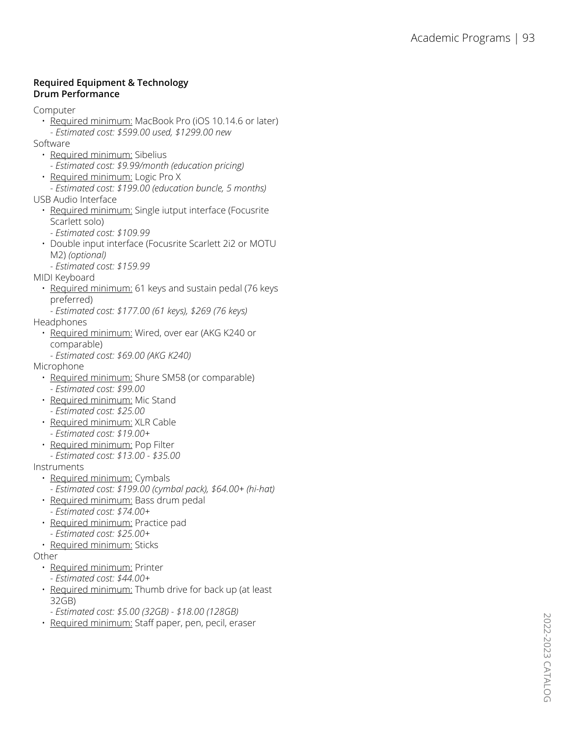**Required Equipment & Technology**
**Drum Performance**

Computer

- Required minimum: MacBook Pro (iOS 10.14.6 or later)
  - *Estimated cost: $599.00 used, $1299.00 new*

Software

- Required minimum: Sibelius
  - *Estimated cost: $9.99/month (education pricing)*
- Required minimum: Logic Pro X
  - *Estimated cost: $199.00 (education buncle, 5 months)*

USB Audio Interface

- Required minimum: Single iutput interface (Focusrite Scarlett solo)
  - *Estimated cost: $109.99*
- Double input interface (Focusrite Scarlett 2i2 or MOTU M2) *(optional)*
  - *Estimated cost: $159.99*

MIDI Keyboard

- Required minimum: 61 keys and sustain pedal (76 keys preferred)
  - *Estimated cost: $177.00 (61 keys), $269 (76 keys)*

Headphones

- Required minimum: Wired, over ear (AKG K240 or comparable)
  - *Estimated cost: $69.00 (AKG K240)*

Microphone

- Required minimum: Shure SM58 (or comparable)
  - *Estimated cost: $99.00*
- Required minimum: Mic Stand
  - *Estimated cost: $25.00*
- Required minimum: XLR Cable
  - *Estimated cost: $19.00+*
- Required minimum: Pop Filter
  - *Estimated cost: $13.00 - $35.00*

Instruments

- Required minimum: Cymbals
  - *Estimated cost: $199.00 (cymbal pack), $64.00+ (hi-hat)*
- Required minimum: Bass drum pedal
  - *Estimated cost: $74.00+*
- Required minimum: Practice pad
  - *Estimated cost: $25.00+*
- Required minimum: Sticks

Other

- Required minimum: Printer
  - *Estimated cost: $44.00+*
- Required minimum: Thumb drive for back up (at least 32GB)
  - *Estimated cost: $5.00 (32GB) - $18.00 (128GB)*
- Required minimum: Staff paper, pen, pecil, eraser